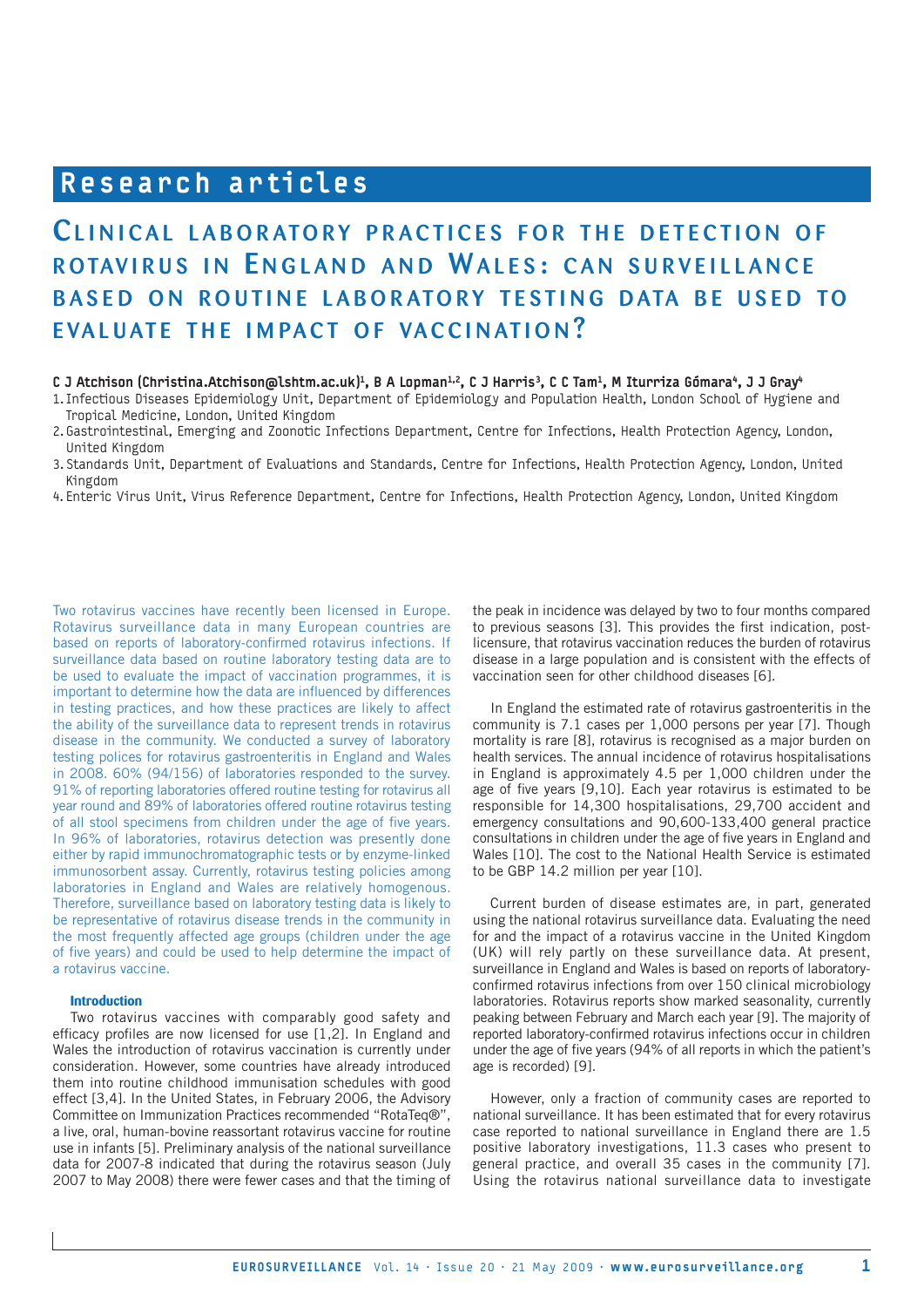# Research articles

## Clinical laboratory practices for the detection of rotavirus in England and Wales: can surveillance based on routine laboratory testing data be used to evaluate the impact of vaccination?

**C J Atchison (Christina.Atchison@lshtm.ac.uk)[1], B A Lopman[1,2], C J Harris[3], C C Tam[1], M Iturriza Gómara[4], J J Gray[4]**

1. Infectious Diseases Epidemiology Unit, Department of Epidemiology and Population Health, London School of Hygiene and Tropical Medicine, London, United Kingdom
2. Gastrointestinal, Emerging and Zoonotic Infections Department, Centre for Infections, Health Protection Agency, London, United Kingdom
3. Standards Unit, Department of Evaluations and Standards, Centre for Infections, Health Protection Agency, London, United Kingdom
4. Enteric Virus Unit, Virus Reference Department, Centre for Infections, Health Protection Agency, London, United Kingdom

Two rotavirus vaccines have recently been licensed in Europe. Rotavirus surveillance data in many European countries are based on reports of laboratory-confirmed rotavirus infections. If surveillance data based on routine laboratory testing data are to be used to evaluate the impact of vaccination programmes, it is important to determine how the data are influenced by differences in testing practices, and how these practices are likely to affect the ability of the surveillance data to represent trends in rotavirus disease in the community. We conducted a survey of laboratory testing polices for rotavirus gastroenteritis in England and Wales in 2008. 60% (94/156) of laboratories responded to the survey. 91% of reporting laboratories offered routine testing for rotavirus all year round and 89% of laboratories offered routine rotavirus testing of all stool specimens from children under the age of five years. In 96% of laboratories, rotavirus detection was presently done either by rapid immunochromatographic tests or by enzyme-linked immunosorbent assay. Currently, rotavirus testing policies among laboratories in England and Wales are relatively homogenous. Therefore, surveillance based on laboratory testing data is likely to be representative of rotavirus disease trends in the community in the most frequently affected age groups (children under the age of five years) and could be used to help determine the impact of a rotavirus vaccine.

### Introduction

Two rotavirus vaccines with comparably good safety and efficacy profiles are now licensed for use [1,2]. In England and Wales the introduction of rotavirus vaccination is currently under consideration. However, some countries have already introduced them into routine childhood immunisation schedules with good effect [3,4]. In the United States, in February 2006, the Advisory Committee on Immunization Practices recommended "RotaTeq®", a live, oral, human-bovine reassortant rotavirus vaccine for routine use in infants [5]. Preliminary analysis of the national surveillance data for 2007-8 indicated that during the rotavirus season (July 2007 to May 2008) there were fewer cases and that the timing of the peak in incidence was delayed by two to four months compared to previous seasons [3]. This provides the first indication, post-licensure, that rotavirus vaccination reduces the burden of rotavirus disease in a large population and is consistent with the effects of vaccination seen for other childhood diseases [6].

In England the estimated rate of rotavirus gastroenteritis in the community is 7.1 cases per 1,000 persons per year [7]. Though mortality is rare [8], rotavirus is recognised as a major burden on health services. The annual incidence of rotavirus hospitalisations in England is approximately 4.5 per 1,000 children under the age of five years [9,10]. Each year rotavirus is estimated to be responsible for 14,300 hospitalisations, 29,700 accident and emergency consultations and 90,600-133,400 general practice consultations in children under the age of five years in England and Wales [10]. The cost to the National Health Service is estimated to be GBP 14.2 million per year [10].

Current burden of disease estimates are, in part, generated using the national rotavirus surveillance data. Evaluating the need for and the impact of a rotavirus vaccine in the United Kingdom (UK) will rely partly on these surveillance data. At present, surveillance in England and Wales is based on reports of laboratory-confirmed rotavirus infections from over 150 clinical microbiology laboratories. Rotavirus reports show marked seasonality, currently peaking between February and March each year [9]. The majority of reported laboratory-confirmed rotavirus infections occur in children under the age of five years (94% of all reports in which the patient's age is recorded) [9].

However, only a fraction of community cases are reported to national surveillance. It has been estimated that for every rotavirus case reported to national surveillance in England there are 1.5 positive laboratory investigations, 11.3 cases who present to general practice, and overall 35 cases in the community [7]. Using the rotavirus national surveillance data to investigate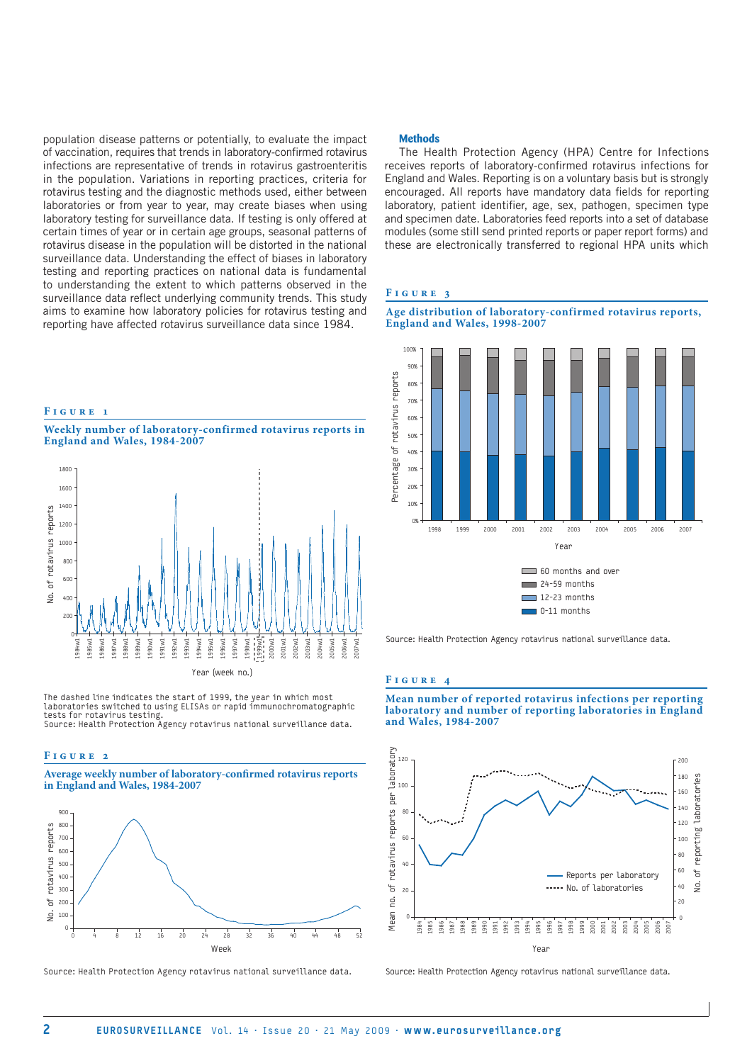population disease patterns or potentially, to evaluate the impact of vaccination, requires that trends in laboratory-confirmed rotavirus infections are representative of trends in rotavirus gastroenteritis in the population. Variations in reporting practices, criteria for rotavirus testing and the diagnostic methods used, either between laboratories or from year to year, may create biases when using laboratory testing for surveillance data. If testing is only offered at certain times of year or in certain age groups, seasonal patterns of rotavirus disease in the population will be distorted in the national surveillance data. Understanding the effect of biases in laboratory testing and reporting practices on national data is fundamental to understanding the extent to which patterns observed in the surveillance data reflect underlying community trends. This study aims to examine how laboratory policies for rotavirus testing and reporting have affected rotavirus surveillance data since 1984.

## Methods

The Health Protection Agency (HPA) Centre for Infections receives reports of laboratory-confirmed rotavirus infections for England and Wales. Reporting is on a voluntary basis but is strongly encouraged. All reports have mandatory data fields for reporting laboratory, patient identifier, age, sex, pathogen, specimen type and specimen date. Laboratories feed reports into a set of database modules (some still send printed reports or paper report forms) and these are electronically transferred to regional HPA units which

**Figure 1**

**Weekly number of laboratory-confirmed rotavirus reports in England and Wales, 1984-2007**

The dashed line indicates the start of 1999, the year in which most laboratories switched to using ELISAs or rapid immunochromatographic tests for rotavirus testing.
Source: Health Protection Agency rotavirus national surveillance data.

**Figure 2**

**Average weekly number of laboratory-confirmed rotavirus reports in England and Wales, 1984-2007**

Source: Health Protection Agency rotavirus national surveillance data.

**Figure 3**

**Age distribution of laboratory-confirmed rotavirus reports, England and Wales, 1998-2007**

Source: Health Protection Agency rotavirus national surveillance data.

**Figure 4**

**Mean number of reported rotavirus infections per reporting laboratory and number of reporting laboratories in England and Wales, 1984-2007**

Source: Health Protection Agency rotavirus national surveillance data.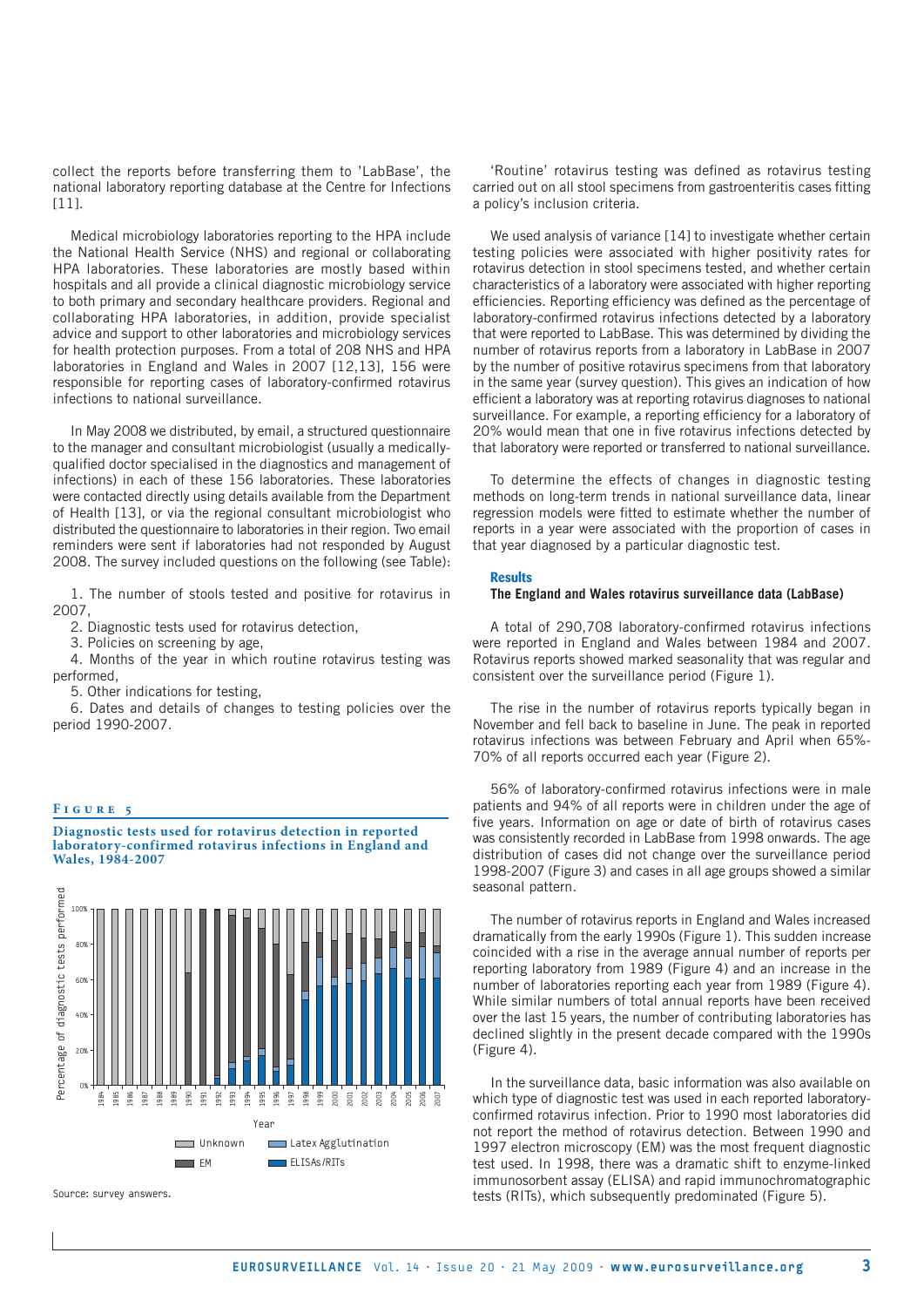collect the reports before transferring them to 'LabBase', the national laboratory reporting database at the Centre for Infections [11].

Medical microbiology laboratories reporting to the HPA include the National Health Service (NHS) and regional or collaborating HPA laboratories. These laboratories are mostly based within hospitals and all provide a clinical diagnostic microbiology service to both primary and secondary healthcare providers. Regional and collaborating HPA laboratories, in addition, provide specialist advice and support to other laboratories and microbiology services for health protection purposes. From a total of 208 NHS and HPA laboratories in England and Wales in 2007 [12,13], 156 were responsible for reporting cases of laboratory-confirmed rotavirus infections to national surveillance.

In May 2008 we distributed, by email, a structured questionnaire to the manager and consultant microbiologist (usually a medically-qualified doctor specialised in the diagnostics and management of infections) in each of these 156 laboratories. These laboratories were contacted directly using details available from the Department of Health [13], or via the regional consultant microbiologist who distributed the questionnaire to laboratories in their region. Two email reminders were sent if laboratories had not responded by August 2008. The survey included questions on the following (see Table):

1. The number of stools tested and positive for rotavirus in 2007,
2. Diagnostic tests used for rotavirus detection,
3. Policies on screening by age,
4. Months of the year in which routine rotavirus testing was performed,
5. Other indications for testing,
6. Dates and details of changes to testing policies over the period 1990-2007.

**Figure 5**

**Diagnostic tests used for rotavirus detection in reported laboratory-confirmed rotavirus infections in England and Wales, 1984-2007**

Source: survey answers.

'Routine' rotavirus testing was defined as rotavirus testing carried out on all stool specimens from gastroenteritis cases fitting a policy's inclusion criteria.

We used analysis of variance [14] to investigate whether certain testing policies were associated with higher positivity rates for rotavirus detection in stool specimens tested, and whether certain characteristics of a laboratory were associated with higher reporting efficiencies. Reporting efficiency was defined as the percentage of laboratory-confirmed rotavirus infections detected by a laboratory that were reported to LabBase. This was determined by dividing the number of rotavirus reports from a laboratory in LabBase in 2007 by the number of positive rotavirus specimens from that laboratory in the same year (survey question). This gives an indication of how efficient a laboratory was at reporting rotavirus diagnoses to national surveillance. For example, a reporting efficiency for a laboratory of 20% would mean that one in five rotavirus infections detected by that laboratory were reported or transferred to national surveillance.

To determine the effects of changes in diagnostic testing methods on long-term trends in national surveillance data, linear regression models were fitted to estimate whether the number of reports in a year were associated with the proportion of cases in that year diagnosed by a particular diagnostic test.

## Results

### The England and Wales rotavirus surveillance data (LabBase)

A total of 290,708 laboratory-confirmed rotavirus infections were reported in England and Wales between 1984 and 2007. Rotavirus reports showed marked seasonality that was regular and consistent over the surveillance period (Figure 1).

The rise in the number of rotavirus reports typically began in November and fell back to baseline in June. The peak in reported rotavirus infections was between February and April when 65%-70% of all reports occurred each year (Figure 2).

56% of laboratory-confirmed rotavirus infections were in male patients and 94% of all reports were in children under the age of five years. Information on age or date of birth of rotavirus cases was consistently recorded in LabBase from 1998 onwards. The age distribution of cases did not change over the surveillance period 1998-2007 (Figure 3) and cases in all age groups showed a similar seasonal pattern.

The number of rotavirus reports in England and Wales increased dramatically from the early 1990s (Figure 1). This sudden increase coincided with a rise in the average annual number of reports per reporting laboratory from 1989 (Figure 4) and an increase in the number of laboratories reporting each year from 1989 (Figure 4). While similar numbers of total annual reports have been received over the last 15 years, the number of contributing laboratories has declined slightly in the present decade compared with the 1990s (Figure 4).

In the surveillance data, basic information was also available on which type of diagnostic test was used in each reported laboratory-confirmed rotavirus infection. Prior to 1990 most laboratories did not report the method of rotavirus detection. Between 1990 and 1997 electron microscopy (EM) was the most frequent diagnostic test used. In 1998, there was a dramatic shift to enzyme-linked immunosorbent assay (ELISA) and rapid immunochromatographic tests (RITs), which subsequently predominated (Figure 5).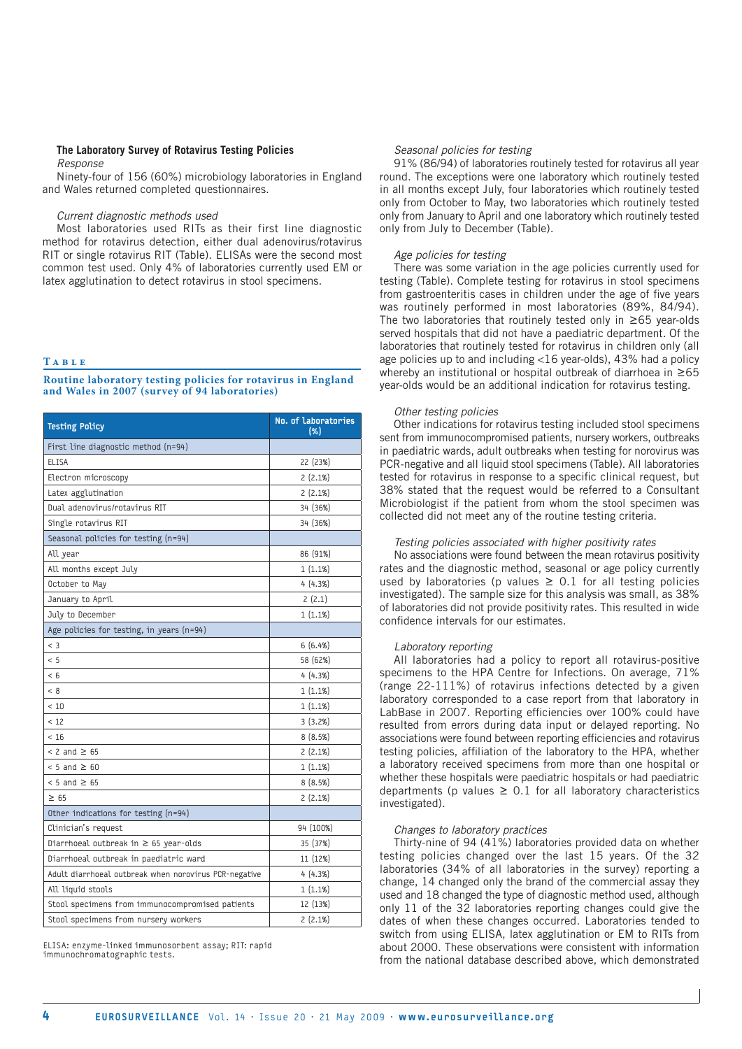### The Laboratory Survey of Rotavirus Testing Policies

*Response*

Ninety-four of 156 (60%) microbiology laboratories in England and Wales returned completed questionnaires.

*Current diagnostic methods used*

Most laboratories used RITs as their first line diagnostic method for rotavirus detection, either dual adenovirus/rotavirus RIT or single rotavirus RIT (Table). ELISAs were the second most common test used. Only 4% of laboratories currently used EM or latex agglutination to detect rotavirus in stool specimens.

**Table**

**Routine laboratory testing policies for rotavirus in England and Wales in 2007 (survey of 94 laboratories)**

| Testing Policy | No. of laboratories (%) |
|---|---|
| First line diagnostic method (n=94) | |
| ELISA | 22 (23%) |
| Electron microscopy | 2 (2.1%) |
| Latex agglutination | 2 (2.1%) |
| Dual adenovirus/rotavirus RIT | 34 (36%) |
| Single rotavirus RIT | 34 (36%) |
| Seasonal policies for testing (n=94) | |
| All year | 86 (91%) |
| All months except July | 1 (1.1%) |
| October to May | 4 (4.3%) |
| January to April | 2 (2.1) |
| July to December | 1 (1.1%) |
| Age policies for testing, in years (n=94) | |
| < 3 | 6 (6.4%) |
| < 5 | 58 (62%) |
| < 6 | 4 (4.3%) |
| < 8 | 1 (1.1%) |
| < 10 | 1 (1.1%) |
| < 12 | 3 (3.2%) |
| < 16 | 8 (8.5%) |
| < 2 and ≥ 65 | 2 (2.1%) |
| < 5 and ≥ 60 | 1 (1.1%) |
| < 5 and ≥ 65 | 8 (8.5%) |
| ≥ 65 | 2 (2.1%) |
| Other indications for testing (n=94) | |
| Clinician's request | 94 (100%) |
| Diarrhoeal outbreak in ≥ 65 year-olds | 35 (37%) |
| Diarrhoeal outbreak in paediatric ward | 11 (12%) |
| Adult diarrhoeal outbreak when norovirus PCR-negative | 4 (4.3%) |
| All liquid stools | 1 (1.1%) |
| Stool specimens from immunocompromised patients | 12 (13%) |
| Stool specimens from nursery workers | 2 (2.1%) |

ELISA: enzyme-linked immunosorbent assay; RIT: rapid immunochromatographic tests.

*Seasonal policies for testing*

91% (86/94) of laboratories routinely tested for rotavirus all year round. The exceptions were one laboratory which routinely tested in all months except July, four laboratories which routinely tested only from October to May, two laboratories which routinely tested only from January to April and one laboratory which routinely tested only from July to December (Table).

*Age policies for testing*

There was some variation in the age policies currently used for testing (Table). Complete testing for rotavirus in stool specimens from gastroenteritis cases in children under the age of five years was routinely performed in most laboratories (89%, 84/94). The two laboratories that routinely tested only in ≥65 year-olds served hospitals that did not have a paediatric department. Of the laboratories that routinely tested for rotavirus in children only (all age policies up to and including <16 year-olds), 43% had a policy whereby an institutional or hospital outbreak of diarrhoea in ≥65 year-olds would be an additional indication for rotavirus testing.

*Other testing policies*

Other indications for rotavirus testing included stool specimens sent from immunocompromised patients, nursery workers, outbreaks in paediatric wards, adult outbreaks when testing for norovirus was PCR-negative and all liquid stool specimens (Table). All laboratories tested for rotavirus in response to a specific clinical request, but 38% stated that the request would be referred to a Consultant Microbiologist if the patient from whom the stool specimen was collected did not meet any of the routine testing criteria.

*Testing policies associated with higher positivity rates*

No associations were found between the mean rotavirus positivity rates and the diagnostic method, seasonal or age policy currently used by laboratories (p values ≥ 0.1 for all testing policies investigated). The sample size for this analysis was small, as 38% of laboratories did not provide positivity rates. This resulted in wide confidence intervals for our estimates.

*Laboratory reporting*

All laboratories had a policy to report all rotavirus-positive specimens to the HPA Centre for Infections. On average, 71% (range 22-111%) of rotavirus infections detected by a given laboratory corresponded to a case report from that laboratory in LabBase in 2007. Reporting efficiencies over 100% could have resulted from errors during data input or delayed reporting. No associations were found between reporting efficiencies and rotavirus testing policies, affiliation of the laboratory to the HPA, whether a laboratory received specimens from more than one hospital or whether these hospitals were paediatric hospitals or had paediatric departments (p values ≥ 0.1 for all laboratory characteristics investigated).

*Changes to laboratory practices*

Thirty-nine of 94 (41%) laboratories provided data on whether testing policies changed over the last 15 years. Of the 32 laboratories (34% of all laboratories in the survey) reporting a change, 14 changed only the brand of the commercial assay they used and 18 changed the type of diagnostic method used, although only 11 of the 32 laboratories reporting changes could give the dates of when these changes occurred. Laboratories tended to switch from using ELISA, latex agglutination or EM to RITs from about 2000. These observations were consistent with information from the national database described above, which demonstrated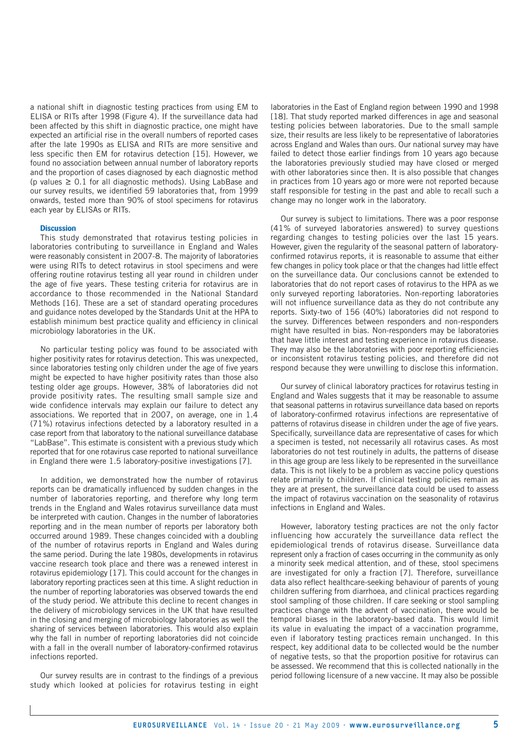a national shift in diagnostic testing practices from using EM to ELISA or RITs after 1998 (Figure 4). If the surveillance data had been affected by this shift in diagnostic practice, one might have expected an artificial rise in the overall numbers of reported cases after the late 1990s as ELISA and RITs are more sensitive and less specific then EM for rotavirus detection [15]. However, we found no association between annual number of laboratory reports and the proportion of cases diagnosed by each diagnostic method (p values $\geq 0.1$ for all diagnostic methods). Using LabBase and our survey results, we identified 59 laboratories that, from 1999 onwards, tested more than 90% of stool specimens for rotavirus each year by ELISAs or RITs.

## Discussion

This study demonstrated that rotavirus testing policies in laboratories contributing to surveillance in England and Wales were reasonably consistent in 2007-8. The majority of laboratories were using RITs to detect rotavirus in stool specimens and were offering routine rotavirus testing all year round in children under the age of five years. These testing criteria for rotavirus are in accordance to those recommended in the National Standard Methods [16]. These are a set of standard operating procedures and guidance notes developed by the Standards Unit at the HPA to establish minimum best practice quality and efficiency in clinical microbiology laboratories in the UK.

No particular testing policy was found to be associated with higher positivity rates for rotavirus detection. This was unexpected, since laboratories testing only children under the age of five years might be expected to have higher positivity rates than those also testing older age groups. However, 38% of laboratories did not provide positivity rates. The resulting small sample size and wide confidence intervals may explain our failure to detect any associations. We reported that in 2007, on average, one in 1.4 (71%) rotavirus infections detected by a laboratory resulted in a case report from that laboratory to the national surveillance database "LabBase". This estimate is consistent with a previous study which reported that for one rotavirus case reported to national surveillance in England there were 1.5 laboratory-positive investigations [7].

In addition, we demonstrated how the number of rotavirus reports can be dramatically influenced by sudden changes in the number of laboratories reporting, and therefore why long term trends in the England and Wales rotavirus surveillance data must be interpreted with caution. Changes in the number of laboratories reporting and in the mean number of reports per laboratory both occurred around 1989. These changes coincided with a doubling of the number of rotavirus reports in England and Wales during the same period. During the late 1980s, developments in rotavirus vaccine research took place and there was a renewed interest in rotavirus epidemiology [17]. This could account for the changes in laboratory reporting practices seen at this time. A slight reduction in the number of reporting laboratories was observed towards the end of the study period. We attribute this decline to recent changes in the delivery of microbiology services in the UK that have resulted in the closing and merging of microbiology laboratories as well the sharing of services between laboratories. This would also explain why the fall in number of reporting laboratories did not coincide with a fall in the overall number of laboratory-confirmed rotavirus infections reported.

Our survey results are in contrast to the findings of a previous study which looked at policies for rotavirus testing in eight laboratories in the East of England region between 1990 and 1998 [18]. That study reported marked differences in age and seasonal testing policies between laboratories. Due to the small sample size, their results are less likely to be representative of laboratories across England and Wales than ours. Our national survey may have failed to detect those earlier findings from 10 years ago because the laboratories previously studied may have closed or merged with other laboratories since then. It is also possible that changes in practices from 10 years ago or more were not reported because staff responsible for testing in the past and able to recall such a change may no longer work in the laboratory.

Our survey is subject to limitations. There was a poor response (41% of surveyed laboratories answered) to survey questions regarding changes to testing policies over the last 15 years. However, given the regularity of the seasonal pattern of laboratory-confirmed rotavirus reports, it is reasonable to assume that either few changes in policy took place or that the changes had little effect on the surveillance data. Our conclusions cannot be extended to laboratories that do not report cases of rotavirus to the HPA as we only surveyed reporting laboratories. Non-reporting laboratories will not influence surveillance data as they do not contribute any reports. Sixty-two of 156 (40%) laboratories did not respond to the survey. Differences between responders and non-responders might have resulted in bias. Non-responders may be laboratories that have little interest and testing experience in rotavirus disease. They may also be the laboratories with poor reporting efficiencies or inconsistent rotavirus testing policies, and therefore did not respond because they were unwilling to disclose this information.

Our survey of clinical laboratory practices for rotavirus testing in England and Wales suggests that it may be reasonable to assume that seasonal patterns in rotavirus surveillance data based on reports of laboratory-confirmed rotavirus infections are representative of patterns of rotavirus disease in children under the age of five years. Specifically, surveillance data are representative of cases for which a specimen is tested, not necessarily all rotavirus cases. As most laboratories do not test routinely in adults, the patterns of disease in this age group are less likely to be represented in the surveillance data. This is not likely to be a problem as vaccine policy questions relate primarily to children. If clinical testing policies remain as they are at present, the surveillance data could be used to assess the impact of rotavirus vaccination on the seasonality of rotavirus infections in England and Wales.

However, laboratory testing practices are not the only factor influencing how accurately the surveillance data reflect the epidemiological trends of rotavirus disease. Surveillance data represent only a fraction of cases occurring in the community as only a minority seek medical attention, and of these, stool specimens are investigated for only a fraction [7]. Therefore, surveillance data also reflect healthcare-seeking behaviour of parents of young children suffering from diarrhoea, and clinical practices regarding stool sampling of those children. If care seeking or stool sampling practices change with the advent of vaccination, there would be temporal biases in the laboratory-based data. This would limit its value in evaluating the impact of a vaccination programme, even if laboratory testing practices remain unchanged. In this respect, key additional data to be collected would be the number of negative tests, so that the proportion positive for rotavirus can be assessed. We recommend that this is collected nationally in the period following licensure of a new vaccine. It may also be possible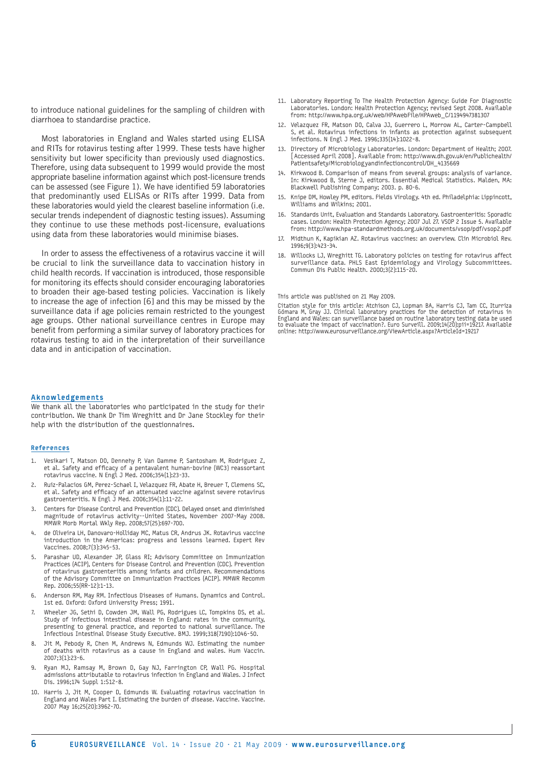to introduce national guidelines for the sampling of children with diarrhoea to standardise practice.

Most laboratories in England and Wales started using ELISA and RITs for rotavirus testing after 1999. These tests have higher sensitivity but lower specificity than previously used diagnostics. Therefore, using data subsequent to 1999 would provide the most appropriate baseline information against which post-licensure trends can be assessed (see Figure 1). We have identified 59 laboratories that predominantly used ELISAs or RITs after 1999. Data from these laboratories would yield the clearest baseline information (i.e. secular trends independent of diagnostic testing issues). Assuming they continue to use these methods post-licensure, evaluations using data from these laboratories would minimise biases.

In order to assess the effectiveness of a rotavirus vaccine it will be crucial to link the surveillance data to vaccination history in child health records. If vaccination is introduced, those responsible for monitoring its effects should consider encouraging laboratories to broaden their age-based testing policies. Vaccination is likely to increase the age of infection [6] and this may be missed by the surveillance data if age policies remain restricted to the youngest age groups. Other national surveillance centres in Europe may benefit from performing a similar survey of laboratory practices for rotavirus testing to aid in the interpretation of their surveillance data and in anticipation of vaccination.

## Aknowledgements

We thank all the laboratories who participated in the study for their contribution. We thank Dr Tim Wreghitt and Dr Jane Stockley for their help with the distribution of the questionnaires.

## References

1. Vesikari T, Matson DO, Dennehy P, Van Damme P, Santosham M, Rodriguez Z, et al. Safety and efficacy of a pentavalent human-bovine (WC3) reassortant rotavirus vaccine. N Engl J Med. 2006;354(1):23-33.
2. Ruiz-Palacios GM, Perez-Schael I, Velazquez FR, Abate H, Breuer T, Clemens SC, et al. Safety and efficacy of an attenuated vaccine against severe rotavirus gastroenteritis. N Engl J Med. 2006;354(1):11-22.
3. Centers for Disease Control and Prevention (CDC). Delayed onset and diminished magnitude of rotavirus activity--United States, November 2007-May 2008. MMWR Morb Mortal Wkly Rep. 2008;57(25):697-700.
4. de Oliveira LH, Danovaro-Holliday MC, Matus CR, Andrus JK. Rotavirus vaccine introduction in the Americas: progress and lessons learned. Expert Rev Vaccines. 2008;7(3):345-53.
5. Parashar UD, Alexander JP, Glass RI; Advisory Committee on Immunization Practices (ACIP), Centers for Disease Control and Prevention (CDC). Prevention of rotavirus gastroenteritis among infants and children. Recommendations of the Advisory Committee on Immunization Practices (ACIP). MMWR Recomm Rep. 2006;55(RR-12):1-13.
6. Anderson RM, May RM. Infectious Diseases of Humans. Dynamics and Control. 1st ed. Oxford: Oxford University Press; 1991.
7. Wheeler JG, Sethi D, Cowden JM, Wall PG, Rodrigues LC, Tompkins DS, et al. Study of infectious intestinal disease in England: rates in the community, presenting to general practice, and reported to national surveillance. The Infectious Intestinal Disease Study Executive. BMJ. 1999;318(7190):1046-50.
8. Jit M, Pebody R, Chen M, Andrews N, Edmunds WJ. Estimating the number of deaths with rotavirus as a cause in England and wales. Hum Vaccin. 2007;3(1):23-6.
9. Ryan MJ, Ramsay M, Brown D, Gay NJ, Farrington CP, Wall PG. Hospital admissions attributable to rotavirus infection in England and Wales. J Infect Dis. 1996;174 Suppl 1:S12-8.
10. Harris J, Jit M, Cooper D, Edmunds W. Evaluating rotavirus vaccination in England and Wales Part I. Estimating the burden of disease. Vaccine. Vaccine. 2007 May 16;25(20):3962-70.
11. Laboratory Reporting To The Health Protection Agency: Guide For Diagnostic Laboratories. London: Health Protection Agency; revised Sept 2008. Available from: http://www.hpa.org.uk/web/HPAwebFile/HPAweb_C/1194947381307
12. Velazquez FR, Matson DO, Calva JJ, Guerrero L, Morrow AL, Carter-Campbell S, et al. Rotavirus infections in infants as protection against subsequent infections. N Engl J Med. 1996;335(14):1022-8.
13. Directory of Microbiology Laboratories. London: Department of Health; 2007. [Accessed April 2008]. Available from: http://www.dh.gov.uk/en/Publichealth/Patientsafety/Microbiologyandinfectioncontrol/DH_4135669
14. Kirkwood B. Comparison of means from several groups: analysis of variance. In: Kirkwood B, Sterne J, editors. Essential Medical Statistics. Malden, MA: Blackwell Publishing Company; 2003. p. 80-6.
15. Knipe DM, Howley PM, editors. Fields Virology. 4th ed. Philadelphia: Lippincott, Williams and Wilkins; 2001.
16. Standards Unit, Evaluation and Standards Laboratory. Gastroenteritis: Sporadic cases. London: Health Protection Agency; 2007 Jul 27. VSOP 2 Issue 5. Available from: http://www.hpa-standardmethods.org.uk/documents/vsop/pdf/vsop2.pdf
17. Midthun K, Kapikian AZ. Rotavirus vaccines: an overview. Clin Microbiol Rev. 1996;9(3):423-34.
18. Willocks LJ, Wreghitt TG. Laboratory policies on testing for rotavirus affect surveillance data. PHLS East Epidemiology and Virology Subcommittees. Commun Dis Public Health. 2000;3(2):115-20.

This article was published on 21 May 2009.

Citation style for this article: Atchison CJ, Lopman BA, Harris CJ, Tam CC, Iturriza Gómara M, Gray JJ. Clinical laboratory practices for the detection of rotavirus in England and Wales: can surveillance based on routine laboratory testing data be used to evaluate the impact of vaccination?. Euro Surveill. 2009;14(20):pii=19217. Available online: http://www.eurosurveillance.org/ViewArticle.aspx?ArticleId=19217